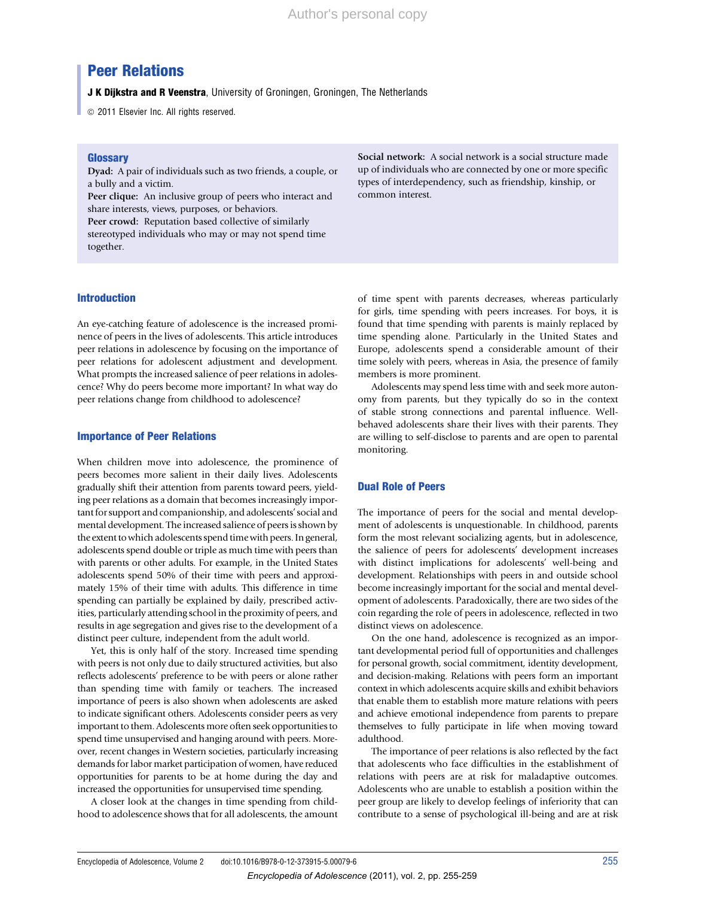# Peer Relations

**J K Dijkstra and R Veenstra**, University of Groningen, Groningen, The Netherlands

© 2011 Elsevier Inc. All rights reserved.

## Glossary

**Dyad:** A pair of individuals such as two friends, a couple, or a bully and a victim.

**Peer clique:** An inclusive group of peers who interact and share interests, views, purposes, or behaviors.

**Peer crowd:** Reputation based collective of similarly stereotyped individuals who may or may not spend time together.

**Social network:** A social structure made up of individuals who are connected by one or more specific types of interdependency, such as friendship, kinship, or common interest.

## Introduction

An eye-catching feature of adolescence is the increased prominence of peers in the lives of adolescents. This article introduces peer relations in adolescence by focusing on the importance of peer relations for adolescent adjustment and development. What prompts the increased salience of peer relations in adolescence? Why do peers become more important? In what way do peer relations change from childhood to adolescence?

## Importance of Peer Relations

When children move into adolescence, the prominence of peers becomes more salient in their daily lives. Adolescents gradually shift their attention from parents toward peers, yielding peer relations as a domain that becomes increasingly important for support and companionship, and adolescents' social and mental development. The increased salience of peers is shown by the extent to which adolescents spend time with peers. In general, adolescents spend double or triple as much time with peers than with parents or other adults. For example, in the United States adolescents spend 50% of their time with peers and approximately 15% of their time with adults. This difference in time spending can partially be explained by daily, prescribed activities, particularly attending school in the proximity of peers, and results in age segregation and gives rise to the development of a distinct peer culture, independent from the adult world.

Yet, this is only half of the story. Increased time spending with peers is not only due to daily structured activities, but also reflects adolescents' preference to be with peers or alone rather than spending time with family or teachers. The increased importance of peers is also shown when adolescents are asked to indicate significant others. Adolescents consider peers as very important to them. Adolescents more often seek opportunities to spend time unsupervised and hanging around with peers. Moreover, recent changes in Western societies, particularly increasing demands for labor market participation of women, have reduced opportunities for parents to be at home during the day and increased the opportunities for unsupervised time spending.

A closer look at the changes in time spending from childhood to adolescence shows that for all adolescents, the amount of time spent with parents decreases, whereas particularly for girls, time spending with peers increases. For boys, it is found that time spending with parents is mainly replaced by time spending alone. Particularly in the United States and Europe, adolescents spend a considerable amount of their time solely with peers, whereas in Asia, the presence of family members is more prominent.

Adolescents may spend less time with and seek more autonomy from parents, but they typically do so in the context of stable strong connections and parental influence. Well-behaved adolescents share their lives with their parents. They are willing to self-disclose to parents and are open to parental monitoring.

## Dual Role of Peers

The importance of peers for the social and mental development of adolescents is unquestionable. In childhood, parents form the most relevant socializing agents, but in adolescence, the salience of peers for adolescents' development increases with distinct implications for adolescents' well-being and development. Relationships with peers in and outside school become increasingly important for the social and mental development of adolescents. Paradoxically, there are two sides of the coin regarding the role of peers in adolescence, reflected in two distinct views on adolescence.

On the one hand, adolescence is recognized as an important developmental period full of opportunities and challenges for personal growth, social commitment, identity development, and decision-making. Relations with peers form an important context in which adolescents acquire skills and exhibit behaviors that enable them to establish more mature relations with peers and achieve emotional independence from parents to prepare themselves to fully participate in life when moving toward adulthood.

The importance of peer relations is also reflected by the fact that adolescents who face difficulties in the establishment of relations with peers are at risk for maladaptive outcomes. Adolescents who are unable to establish a position within the peer group are likely to develop feelings of inferiority that can contribute to a sense of psychological ill-being and are at risk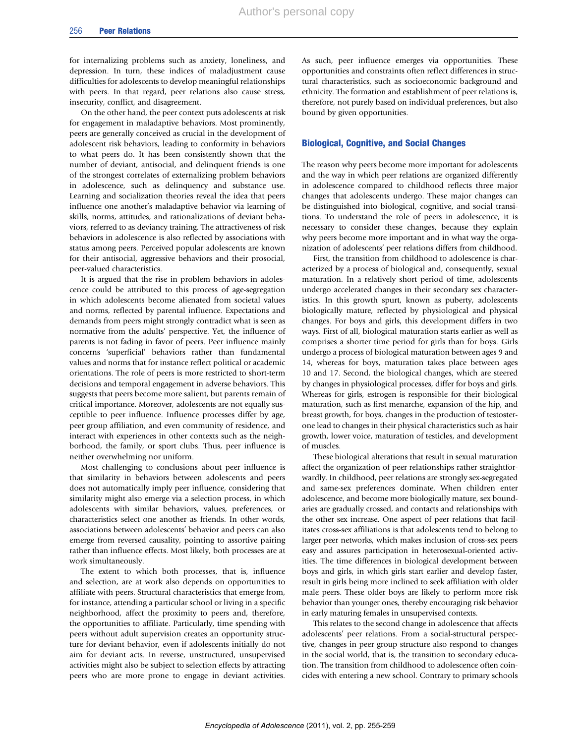for internalizing problems such as anxiety, loneliness, and depression. In turn, these indices of maladjustment cause difficulties for adolescents to develop meaningful relationships with peers. In that regard, peer relations also cause stress, insecurity, conflict, and disagreement.

On the other hand, the peer context puts adolescents at risk for engagement in maladaptive behaviors. Most prominently, peers are generally conceived as crucial in the development of adolescent risk behaviors, leading to conformity in behaviors to what peers do. It has been consistently shown that the number of deviant, antisocial, and delinquent friends is one of the strongest correlates of externalizing problem behaviors in adolescence, such as delinquency and substance use. Learning and socialization theories reveal the idea that peers influence one another's maladaptive behavior via learning of skills, norms, attitudes, and rationalizations of deviant behaviors, referred to as deviancy training. The attractiveness of risk behaviors in adolescence is also reflected by associations with status among peers. Perceived popular adolescents are known for their antisocial, aggressive behaviors and their prosocial, peer-valued characteristics.

It is argued that the rise in problem behaviors in adolescence could be attributed to this process of age-segregation in which adolescents become alienated from societal values and norms, reflected by parental influence. Expectations and demands from peers might strongly contradict what is seen as normative from the adults' perspective. Yet, the influence of parents is not fading in favor of peers. Peer influence mainly concerns 'superficial' behaviors rather than fundamental values and norms that for instance reflect political or academic orientations. The role of peers is more restricted to short-term decisions and temporal engagement in adverse behaviors. This suggests that peers become more salient, but parents remain of critical importance. Moreover, adolescents are not equally susceptible to peer influence. Influence processes differ by age, peer group affiliation, and even community of residence, and interact with experiences in other contexts such as the neighborhood, the family, or sport clubs. Thus, peer influence is neither overwhelming nor uniform.

Most challenging to conclusions about peer influence is that similarity in behaviors between adolescents and peers does not automatically imply peer influence, considering that similarity might also emerge via a selection process, in which adolescents with similar behaviors, values, preferences, or characteristics select one another as friends. In other words, associations between adolescents' behavior and peers can also emerge from reversed causality, pointing to assortive pairing rather than influence effects. Most likely, both processes are at work simultaneously.

The extent to which both processes, that is, influence and selection, are at work also depends on opportunities to affiliate with peers. Structural characteristics that emerge from, for instance, attending a particular school or living in a specific neighborhood, affect the proximity to peers and, therefore, the opportunities to affiliate. Particularly, time spending with peers without adult supervision creates an opportunity structure for deviant behavior, even if adolescents initially do not aim for deviant acts. In reverse, unstructured, unsupervised activities might also be subject to selection effects by attracting peers who are more prone to engage in deviant activities. As such, peer influence emerges via opportunities. These opportunities and constraints often reflect differences in structural characteristics, such as socioeconomic background and ethnicity. The formation and establishment of peer relations is, therefore, not purely based on individual preferences, but also bound by given opportunities.

## Biological, Cognitive, and Social Changes

The reason why peers become more important for adolescents and the way in which peer relations are organized differently in adolescence compared to childhood reflects three major changes that adolescents undergo. These major changes can be distinguished into biological, cognitive, and social transitions. To understand the role of peers in adolescence, it is necessary to consider these changes, because they explain why peers become more important and in what way the organization of adolescents' peer relations differs from childhood.

First, the transition from childhood to adolescence is characterized by a process of biological and, consequently, sexual maturation. In a relatively short period of time, adolescents undergo accelerated changes in their secondary sex characteristics. In this growth spurt, known as puberty, adolescents biologically mature, reflected by physiological and physical changes. For boys and girls, this development differs in two ways. First of all, biological maturation starts earlier as well as comprises a shorter time period for girls than for boys. Girls undergo a process of biological maturation between ages 9 and 14, whereas for boys, maturation takes place between ages 10 and 17. Second, the biological changes, which are steered by changes in physiological processes, differ for boys and girls. Whereas for girls, estrogen is responsible for their biological maturation, such as first menarche, expansion of the hip, and breast growth, for boys, changes in the production of testosterone lead to changes in their physical characteristics such as hair growth, lower voice, maturation of testicles, and development of muscles.

These biological alterations that result in sexual maturation affect the organization of peer relationships rather straightforwardly. In childhood, peer relations are strongly sex-segregated and same-sex preferences dominate. When children enter adolescence, and become more biologically mature, sex boundaries are gradually crossed, and contacts and relationships with the other sex increase. One aspect of peer relations that facilitates cross-sex affiliations is that adolescents tend to belong to larger peer networks, which makes inclusion of cross-sex peers easy and assures participation in heterosexual-oriented activities. The time differences in biological development between boys and girls, in which girls start earlier and develop faster, result in girls being more inclined to seek affiliation with older male peers. These older boys are likely to perform more risk behavior than younger ones, thereby encouraging risk behavior in early maturing females in unsupervised contexts.

This relates to the second change in adolescence that affects adolescents' peer relations. From a social-structural perspective, changes in peer group structure also respond to changes in the social world, that is, the transition to secondary education. The transition from childhood to adolescence often coincides with entering a new school. Contrary to primary schools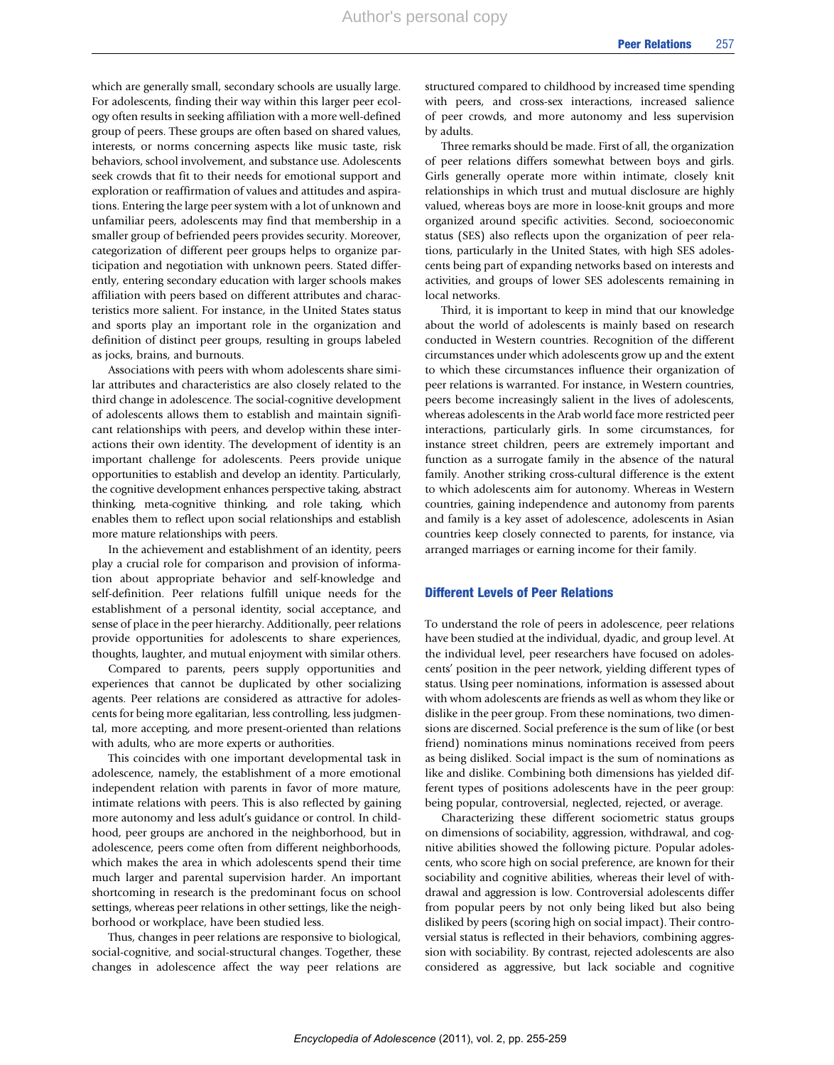which are generally small, secondary schools are usually large. For adolescents, finding their way within this larger peer ecology often results in seeking affiliation with a more well-defined group of peers. These groups are often based on shared values, interests, or norms concerning aspects like music taste, risk behaviors, school involvement, and substance use. Adolescents seek crowds that fit to their needs for emotional support and exploration or reaffirmation of values and attitudes and aspirations. Entering the large peer system with a lot of unknown and unfamiliar peers, adolescents may find that membership in a smaller group of befriended peers provides security. Moreover, categorization of different peer groups helps to organize participation and negotiation with unknown peers. Stated differently, entering secondary education with larger schools makes affiliation with peers based on different attributes and characteristics more salient. For instance, in the United States status and sports play an important role in the organization and definition of distinct peer groups, resulting in groups labeled as jocks, brains, and burnouts.

Associations with peers with whom adolescents share similar attributes and characteristics are also closely related to the third change in adolescence. The social-cognitive development of adolescents allows them to establish and maintain significant relationships with peers, and develop within these interactions their own identity. The development of identity is an important challenge for adolescents. Peers provide unique opportunities to establish and develop an identity. Particularly, the cognitive development enhances perspective taking, abstract thinking, meta-cognitive thinking, and role taking, which enables them to reflect upon social relationships and establish more mature relationships with peers.

In the achievement and establishment of an identity, peers play a crucial role for comparison and provision of information about appropriate behavior and self-knowledge and self-definition. Peer relations fulfill unique needs for the establishment of a personal identity, social acceptance, and sense of place in the peer hierarchy. Additionally, peer relations provide opportunities for adolescents to share experiences, thoughts, laughter, and mutual enjoyment with similar others.

Compared to parents, peers supply opportunities and experiences that cannot be duplicated by other socializing agents. Peer relations are considered as attractive for adolescents for being more egalitarian, less controlling, less judgmental, more accepting, and more present-oriented than relations with adults, who are more experts or authorities.

This coincides with one important developmental task in adolescence, namely, the establishment of a more emotional independent relation with parents in favor of more mature, intimate relations with peers. This is also reflected by gaining more autonomy and less adult's guidance or control. In childhood, peer groups are anchored in the neighborhood, but in adolescence, peers come often from different neighborhoods, which makes the area in which adolescents spend their time much larger and parental supervision harder. An important shortcoming in research is the predominant focus on school settings, whereas peer relations in other settings, like the neighborhood or workplace, have been studied less.

Thus, changes in peer relations are responsive to biological, social-cognitive, and social-structural changes. Together, these changes in adolescence affect the way peer relations are structured compared to childhood by increased time spending with peers, and cross-sex interactions, increased salience of peer crowds, and more autonomy and less supervision by adults.

Three remarks should be made. First of all, the organization of peer relations differs somewhat between boys and girls. Girls generally operate more within intimate, closely knit relationships in which trust and mutual disclosure are highly valued, whereas boys are more in loose-knit groups and more organized around specific activities. Second, socioeconomic status (SES) also reflects upon the organization of peer relations, particularly in the United States, with high SES adolescents being part of expanding networks based on interests and activities, and groups of lower SES adolescents remaining in local networks.

Third, it is important to keep in mind that our knowledge about the world of adolescents is mainly based on research conducted in Western countries. Recognition of the different circumstances under which adolescents grow up and the extent to which these circumstances influence their organization of peer relations is warranted. For instance, in Western countries, peers become increasingly salient in the lives of adolescents, whereas adolescents in the Arab world face more restricted peer interactions, particularly girls. In some circumstances, for instance street children, peers are extremely important and function as a surrogate family in the absence of the natural family. Another striking cross-cultural difference is the extent to which adolescents aim for autonomy. Whereas in Western countries, gaining independence and autonomy from parents and family is a key asset of adolescence, adolescents in Asian countries keep closely connected to parents, for instance, via arranged marriages or earning income for their family.

## Different Levels of Peer Relations

To understand the role of peers in adolescence, peer relations have been studied at the individual, dyadic, and group level. At the individual level, peer researchers have focused on adolescents' position in the peer network, yielding different types of status. Using peer nominations, information is assessed about with whom adolescents are friends as well as whom they like or dislike in the peer group. From these nominations, two dimensions are discerned. Social preference is the sum of like (or best friend) nominations minus nominations received from peers as being disliked. Social impact is the sum of nominations as like and dislike. Combining both dimensions has yielded different types of positions adolescents have in the peer group: being popular, controversial, neglected, rejected, or average.

Characterizing these different sociometric status groups on dimensions of sociability, aggression, withdrawal, and cognitive abilities showed the following picture. Popular adolescents, who score high on social preference, are known for their sociability and cognitive abilities, whereas their level of withdrawal and aggression is low. Controversial adolescents differ from popular peers by not only being liked but also being disliked by peers (scoring high on social impact). Their controversial status is reflected in their behaviors, combining aggression with sociability. By contrast, rejected adolescents are also considered as aggressive, but lack sociable and cognitive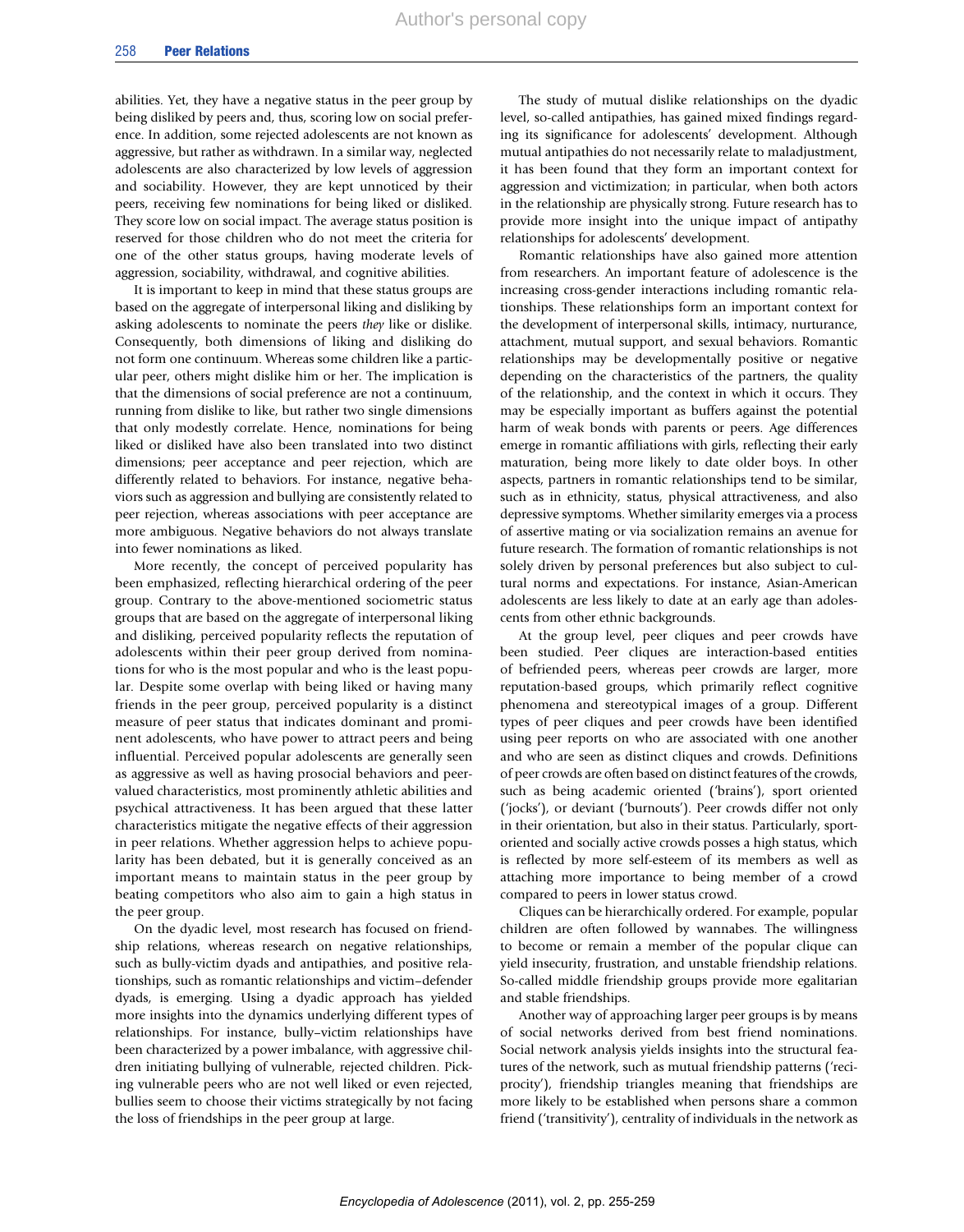abilities. Yet, they have a negative status in the peer group by being disliked by peers and, thus, scoring low on social preference. In addition, some rejected adolescents are not known as aggressive, but rather as withdrawn. In a similar way, neglected adolescents are also characterized by low levels of aggression and sociability. However, they are kept unnoticed by their peers, receiving few nominations for being liked or disliked. They score low on social impact. The average status position is reserved for those children who do not meet the criteria for one of the other status groups, having moderate levels of aggression, sociability, withdrawal, and cognitive abilities.

It is important to keep in mind that these status groups are based on the aggregate of interpersonal liking and disliking by asking adolescents to nominate the peers *they* like or dislike. Consequently, both dimensions of liking and disliking do not form one continuum. Whereas some children like a particular peer, others might dislike him or her. The implication is that the dimensions of social preference are not a continuum, running from dislike to like, but rather two single dimensions that only modestly correlate. Hence, nominations for being liked or disliked have also been translated into two distinct dimensions; peer acceptance and peer rejection, which are differently related to behaviors. For instance, negative behaviors such as aggression and bullying are consistently related to peer rejection, whereas associations with peer acceptance are more ambiguous. Negative behaviors do not always translate into fewer nominations as liked.

More recently, the concept of perceived popularity has been emphasized, reflecting hierarchical ordering of the peer group. Contrary to the above-mentioned sociometric status groups that are based on the aggregate of interpersonal liking and disliking, perceived popularity reflects the reputation of adolescents within their peer group derived from nominations for who is the most popular and who is the least popular. Despite some overlap with being liked or having many friends in the peer group, perceived popularity is a distinct measure of peer status that indicates dominant and prominent adolescents, who have power to attract peers and being influential. Perceived popular adolescents are generally seen as aggressive as well as having prosocial behaviors and peer-valued characteristics, most prominently athletic abilities and psychical attractiveness. It has been argued that these latter characteristics mitigate the negative effects of their aggression in peer relations. Whether aggression helps to achieve popularity has been debated, but it is generally conceived as an important means to maintain status in the peer group by beating competitors who also aim to gain a high status in the peer group.

On the dyadic level, most research has focused on friendship relations, whereas research on negative relationships, such as bully-victim dyads and antipathies, and positive relationships, such as romantic relationships and victim–defender dyads, is emerging. Using a dyadic approach has yielded more insights into the dynamics underlying different types of relationships. For instance, bully–victim relationships have been characterized by a power imbalance, with aggressive children initiating bullying of vulnerable, rejected children. Picking vulnerable peers who are not well liked or even rejected, bullies seem to choose their victims strategically by not facing the loss of friendships in the peer group at large.

The study of mutual dislike relationships on the dyadic level, so-called antipathies, has gained mixed findings regarding its significance for adolescents' development. Although mutual antipathies do not necessarily relate to maladjustment, it has been found that they form an important context for aggression and victimization; in particular, when both actors in the relationship are physically strong. Future research has to provide more insight into the unique impact of antipathy relationships for adolescents' development.

Romantic relationships have also gained more attention from researchers. An important feature of adolescence is the increasing cross-gender interactions including romantic relationships. These relationships form an important context for the development of interpersonal skills, intimacy, nurturance, attachment, mutual support, and sexual behaviors. Romantic relationships may be developmentally positive or negative depending on the characteristics of the partners, the quality of the relationship, and the context in which it occurs. They may be especially important as buffers against the potential harm of weak bonds with parents or peers. Age differences emerge in romantic affiliations with girls, reflecting their early maturation, being more likely to date older boys. In other aspects, partners in romantic relationships tend to be similar, such as in ethnicity, status, physical attractiveness, and also depressive symptoms. Whether similarity emerges via a process of assertive mating or via socialization remains an avenue for future research. The formation of romantic relationships is not solely driven by personal preferences but also subject to cultural norms and expectations. For instance, Asian-American adolescents are less likely to date at an early age than adolescents from other ethnic backgrounds.

At the group level, peer cliques and peer crowds have been studied. Peer cliques are interaction-based entities of befriended peers, whereas peer crowds are larger, more reputation-based groups, which primarily reflect cognitive phenomena and stereotypical images of a group. Different types of peer cliques and peer crowds have been identified using peer reports on who are associated with one another and who are seen as distinct cliques and crowds. Definitions of peer crowds are often based on distinct features of the crowds, such as being academic oriented ('brains'), sport oriented ('jocks'), or deviant ('burnouts'). Peer crowds differ not only in their orientation, but also in their status. Particularly, sport-oriented and socially active crowds posses a high status, which is reflected by more self-esteem of its members as well as attaching more importance to being member of a crowd compared to peers in lower status crowd.

Cliques can be hierarchically ordered. For example, popular children are often followed by wannabes. The willingness to become or remain a member of the popular clique can yield insecurity, frustration, and unstable friendship relations. So-called middle friendship groups provide more egalitarian and stable friendships.

Another way of approaching larger peer groups is by means of social networks derived from best friend nominations. Social network analysis yields insights into the structural features of the network, such as mutual friendship patterns ('reciprocity'), friendship triangles meaning that friendships are more likely to be established when persons share a common friend ('transitivity'), centrality of individuals in the network as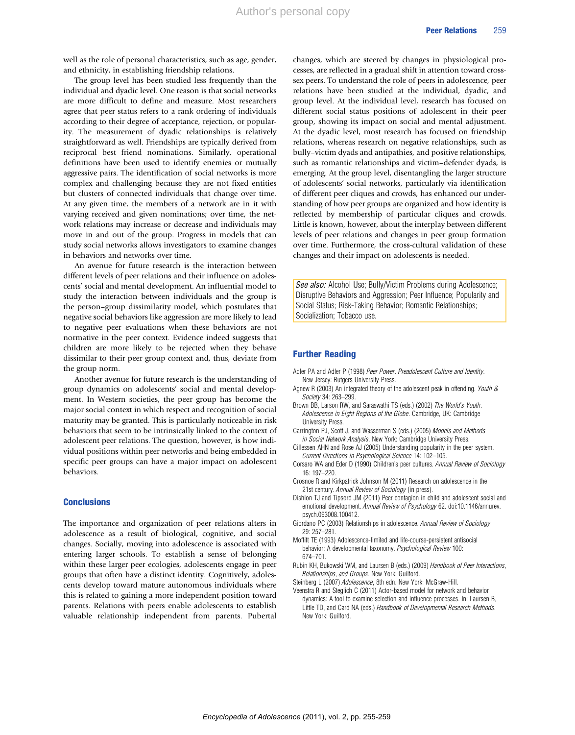well as the role of personal characteristics, such as age, gender, and ethnicity, in establishing friendship relations.

The group level has been studied less frequently than the individual and dyadic level. One reason is that social networks are more difficult to define and measure. Most researchers agree that peer status refers to a rank ordering of individuals according to their degree of acceptance, rejection, or popularity. The measurement of dyadic relationships is relatively straightforward as well. Friendships are typically derived from reciprocal best friend nominations. Similarly, operational definitions have been used to identify enemies or mutually aggressive pairs. The identification of social networks is more complex and challenging because they are not fixed entities but clusters of connected individuals that change over time. At any given time, the members of a network are in it with varying received and given nominations; over time, the network relations may increase or decrease and individuals may move in and out of the group. Progress in models that can study social networks allows investigators to examine changes in behaviors and networks over time.

An avenue for future research is the interaction between different levels of peer relations and their influence on adolescents' social and mental development. An influential model to study the interaction between individuals and the group is the person–group dissimilarity model, which postulates that negative social behaviors like aggression are more likely to lead to negative peer evaluations when these behaviors are not normative in the peer context. Evidence indeed suggests that children are more likely to be rejected when they behave dissimilar to their peer group context and, thus, deviate from the group norm.

Another avenue for future research is the understanding of group dynamics on adolescents' social and mental development. In Western societies, the peer group has become the major social context in which respect and recognition of social maturity may be granted. This is particularly noticeable in risk behaviors that seem to be intrinsically linked to the context of adolescent peer relations. The question, however, is how individual positions within peer networks and being embedded in specific peer groups can have a major impact on adolescent behaviors.

## Conclusions

The importance and organization of peer relations alters in adolescence as a result of biological, cognitive, and social changes. Socially, moving into adolescence is associated with entering larger schools. To establish a sense of belonging within these larger peer ecologies, adolescents engage in peer groups that often have a distinct identity. Cognitively, adolescents develop toward mature autonomous individuals where this is related to gaining a more independent position toward parents. Relations with peers enable adolescents to establish valuable relationship independent from parents. Pubertal changes, which are steered by changes in physiological processes, are reflected in a gradual shift in attention toward cross-sex peers. To understand the role of peers in adolescence, peer relations have been studied at the individual, dyadic, and group level. At the individual level, research has focused on different social status positions of adolescent in their peer group, showing its impact on social and mental adjustment. At the dyadic level, most research has focused on friendship relations, whereas research on negative relationships, such as bully–victim dyads and antipathies, and positive relationships, such as romantic relationships and victim–defender dyads, is emerging. At the group level, disentangling the larger structure of adolescents' social networks, particularly via identification of different peer cliques and crowds, has enhanced our understanding of how peer groups are organized and how identity is reflected by membership of particular cliques and crowds. Little is known, however, about the interplay between different levels of peer relations and changes in peer group formation over time. Furthermore, the cross-cultural validation of these changes and their impact on adolescents is needed.

*See also:* Alcohol Use; Bully/Victim Problems during Adolescence; Disruptive Behaviors and Aggression; Peer Influence; Popularity and Social Status; Risk-Taking Behavior; Romantic Relationships; Socialization; Tobacco use.

## Further Reading

Adler PA and Adler P (1998) *Peer Power. Preadolescent Culture and Identity*. New Jersey: Rutgers University Press.

Agnew R (2003) An integrated theory of the adolescent peak in offending. *Youth & Society* 34: 263–299.

Brown BB, Larson RW, and Saraswathi TS (eds.) (2002) *The World's Youth. Adolescence in Eight Regions of the Globe*. Cambridge, UK: Cambridge University Press.

Carrington PJ, Scott J, and Wasserman S (eds.) (2005) *Models and Methods in Social Network Analysis*. New York: Cambridge University Press.

Cillessen AHN and Rose AJ (2005) Understanding popularity in the peer system. *Current Directions in Psychological Science* 14: 102–105.

Corsaro WA and Eder D (1990) Children's peer cultures. *Annual Review of Sociology* 16: 197–220.

Crosnoe R and Kirkpatrick Johnson M (2011) Research on adolescence in the 21st century. *Annual Review of Sociology* (in press).

Dishion TJ and Tipsord JM (2011) Peer contagion in child and adolescent social and emotional development. *Annual Review of Psychology* 62. doi:10.1146/annurev.psych.093008.100412.

Giordano PC (2003) Relationships in adolescence. *Annual Review of Sociology* 29: 257–281.

Moffitt TE (1993) Adolescence-limited and life-course-persistent antisocial behavior: A developmental taxonomy. *Psychological Review* 100: 674–701.

Rubin KH, Bukowski WM, and Laursen B (eds.) (2009) *Handbook of Peer Interactions, Relationships, and Groups*. New York: Guilford.

Steinberg L (2007) *Adolescence*, 8th edn. New York: McGraw-Hill.

Veenstra R and Steglich C (2011) Actor-based model for network and behavior dynamics: A tool to examine selection and influence processes. In: Laursen B, Little TD, and Card NA (eds.) *Handbook of Developmental Research Methods*. New York: Guilford.